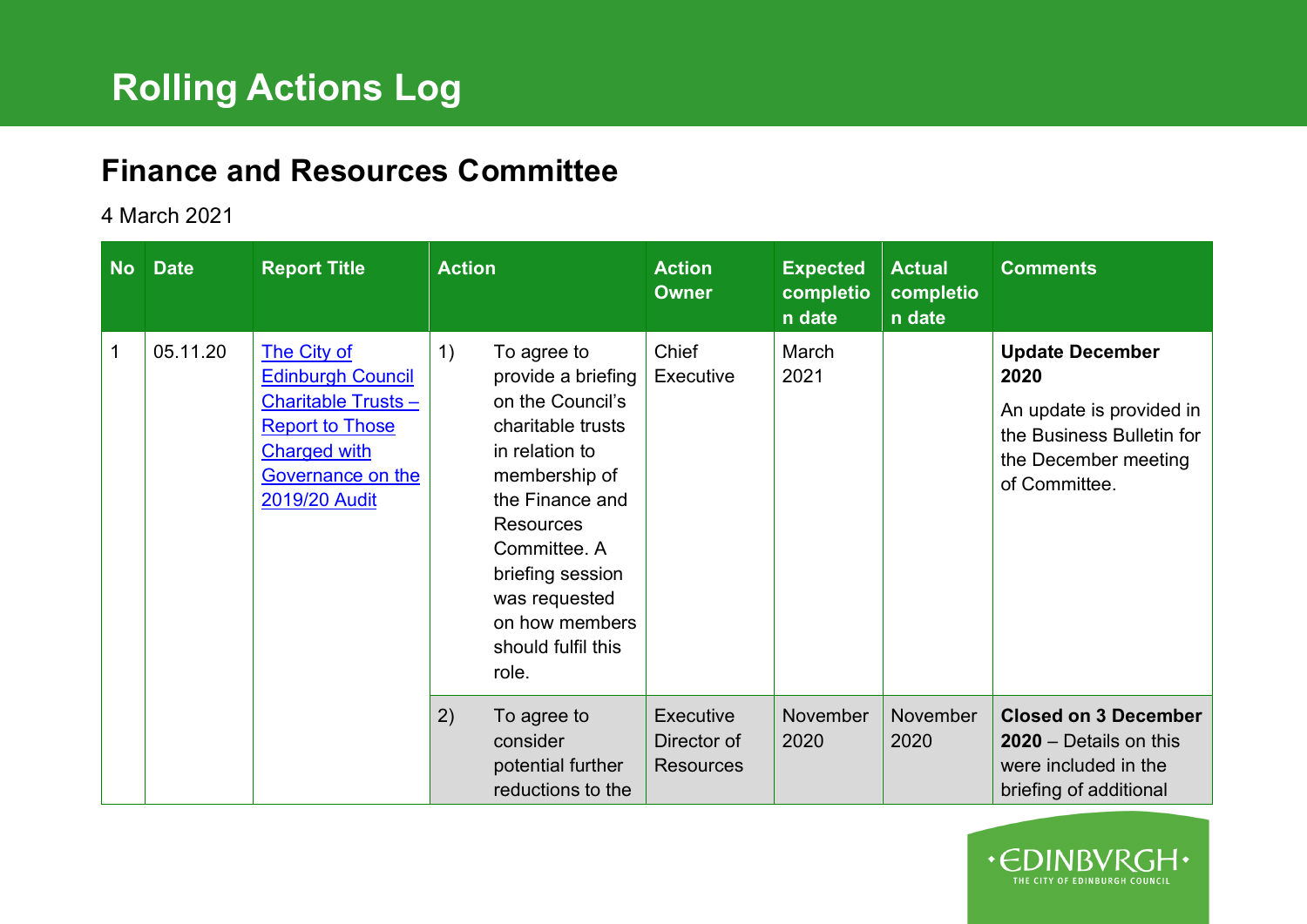# Rolling Actions Log

## Finance and Resources Committee

4 March 2021

| No | Date | Report Title | Action | Action Owner | Expected completion date | Actual completion date | Comments |
|---|---|---|---|---|---|---|---|
| 1 | 05.11.20 | The City of Edinburgh Council Charitable Trusts – Report to Those Charged with Governance on the 2019/20 Audit | 1) To agree to provide a briefing on the Council's charitable trusts in relation to membership of the Finance and Resources Committee. A briefing session was requested on how members should fulfil this role. | Chief Executive | March 2021 | | **Update December 2020** An update is provided in the Business Bulletin for the December meeting of Committee. |
| | | | 2) To agree to consider potential further reductions to the | Executive Director of Resources | November 2020 | November 2020 | **Closed on 3 December 2020** – Details on this were included in the briefing of additional |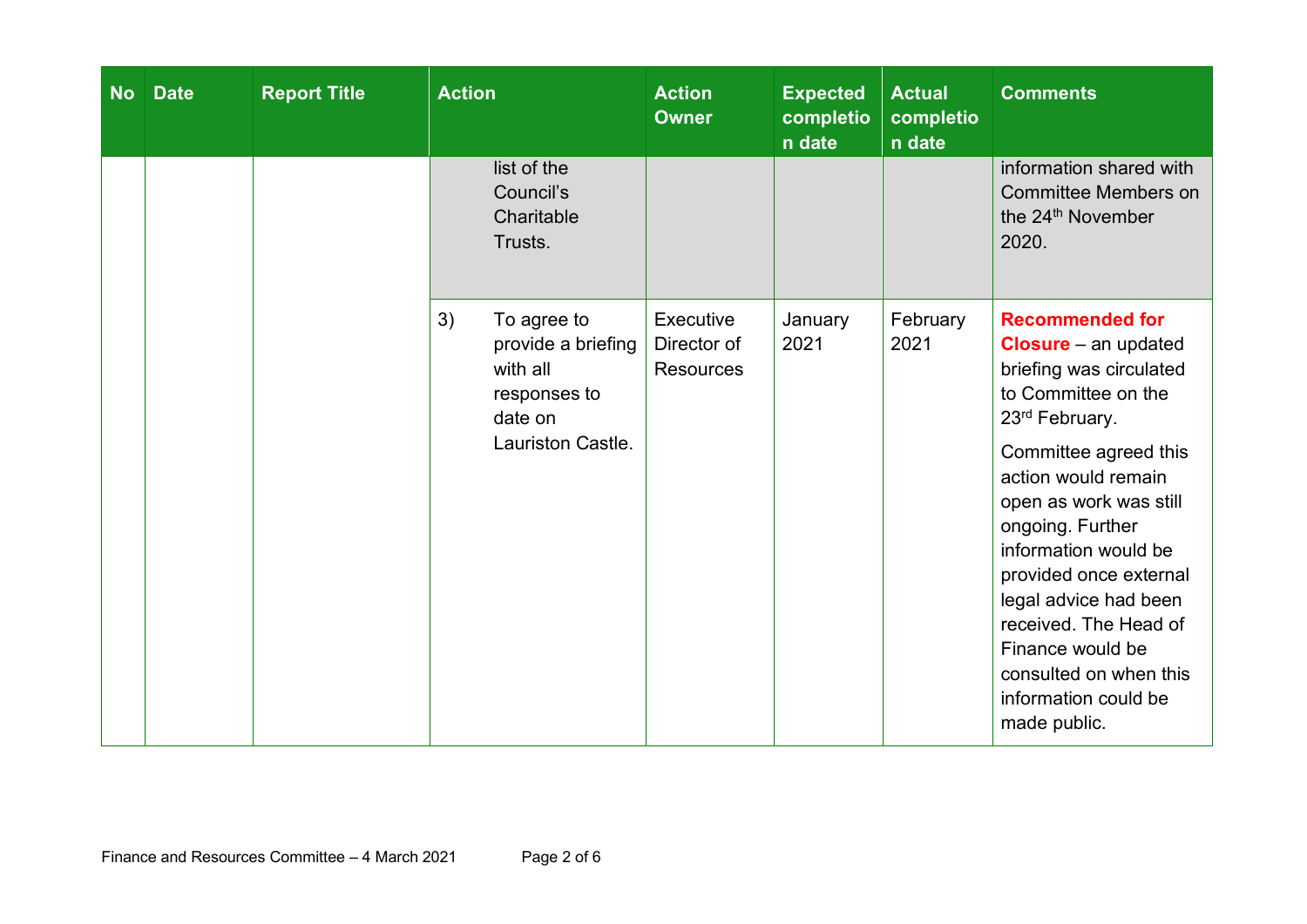| No | Date | Report Title | Action | Action Owner | Expected completion date | Actual completion date | Comments |
|---|---|---|---|---|---|---|---|
| | | | list of the Council's Charitable Trusts. | | | | information shared with Committee Members on the 24th November 2020. |
| | | | 3) To agree to provide a briefing with all responses to date on Lauriston Castle. | Executive Director of Resources | January 2021 | February 2021 | **Recommended for Closure** – an updated briefing was circulated to Committee on the 23rd February. Committee agreed this action would remain open as work was still ongoing. Further information would be provided once external legal advice had been received. The Head of Finance would be consulted on when this information could be made public. |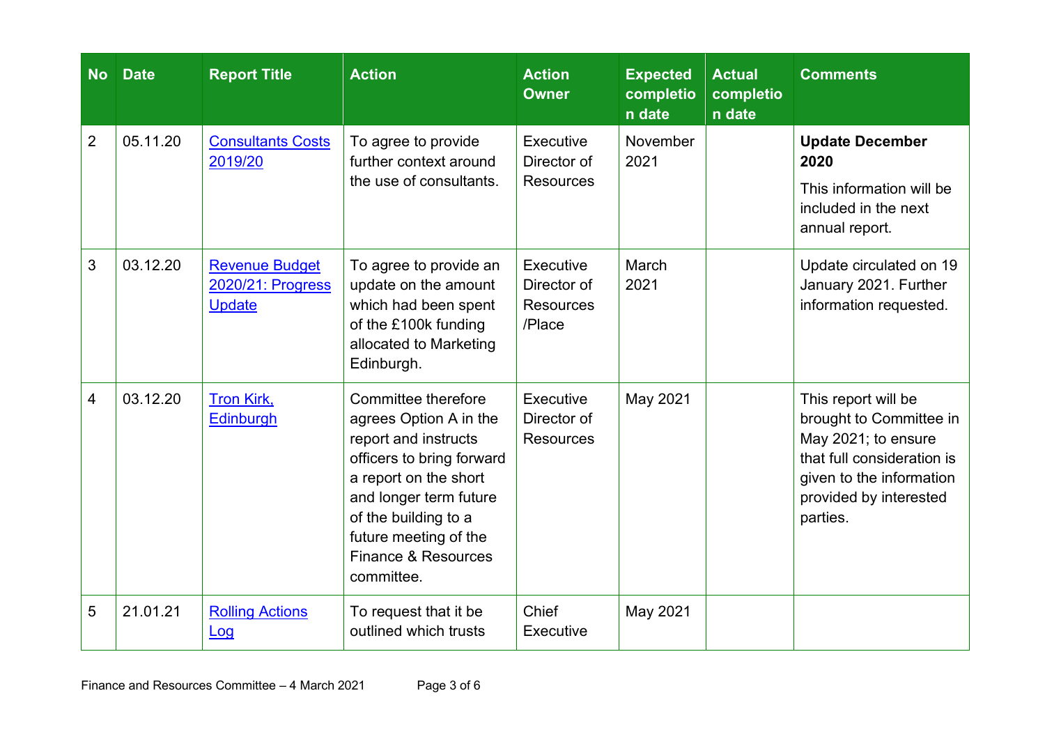| No | Date | Report Title | Action | Action Owner | Expected completion date | Actual completion date | Comments |
|---|---|---|---|---|---|---|---|
| 2 | 05.11.20 | Consultants Costs 2019/20 | To agree to provide further context around the use of consultants. | Executive Director of Resources | November 2021 | | **Update December 2020** This information will be included in the next annual report. |
| 3 | 03.12.20 | Revenue Budget 2020/21: Progress Update | To agree to provide an update on the amount which had been spent of the £100k funding allocated to Marketing Edinburgh. | Executive Director of Resources /Place | March 2021 | | Update circulated on 19 January 2021. Further information requested. |
| 4 | 03.12.20 | Tron Kirk, Edinburgh | Committee therefore agrees Option A in the report and instructs officers to bring forward a report on the short and longer term future of the building to a future meeting of the Finance & Resources committee. | Executive Director of Resources | May 2021 | | This report will be brought to Committee in May 2021; to ensure that full consideration is given to the information provided by interested parties. |
| 5 | 21.01.21 | Rolling Actions Log | To request that it be outlined which trusts | Chief Executive | May 2021 | | |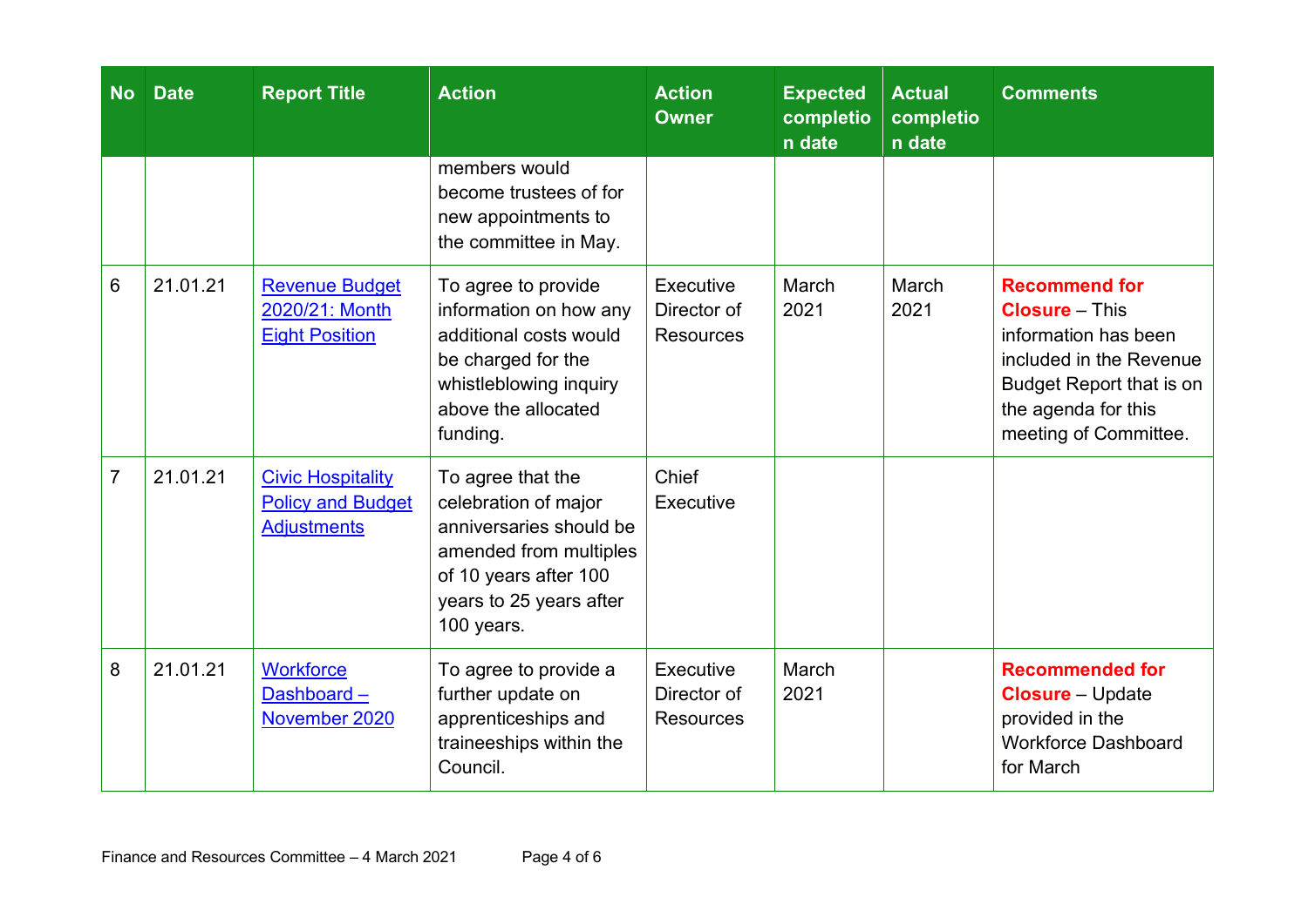| No | Date | Report Title | Action | Action Owner | Expected completion date | Actual completion date | Comments |
|---|---|---|---|---|---|---|---|
| | | | members would become trustees of for new appointments to the committee in May. | | | | |
| 6 | 21.01.21 | Revenue Budget 2020/21: Month Eight Position | To agree to provide information on how any additional costs would be charged for the whistleblowing inquiry above the allocated funding. | Executive Director of Resources | March 2021 | March 2021 | **Recommend for Closure** – This information has been included in the Revenue Budget Report that is on the agenda for this meeting of Committee. |
| 7 | 21.01.21 | Civic Hospitality Policy and Budget Adjustments | To agree that the celebration of major anniversaries should be amended from multiples of 10 years after 100 years to 25 years after 100 years. | Chief Executive | | | |
| 8 | 21.01.21 | Workforce Dashboard – November 2020 | To agree to provide a further update on apprenticeships and traineeships within the Council. | Executive Director of Resources | March 2021 | | **Recommended for Closure** – Update provided in the Workforce Dashboard for March |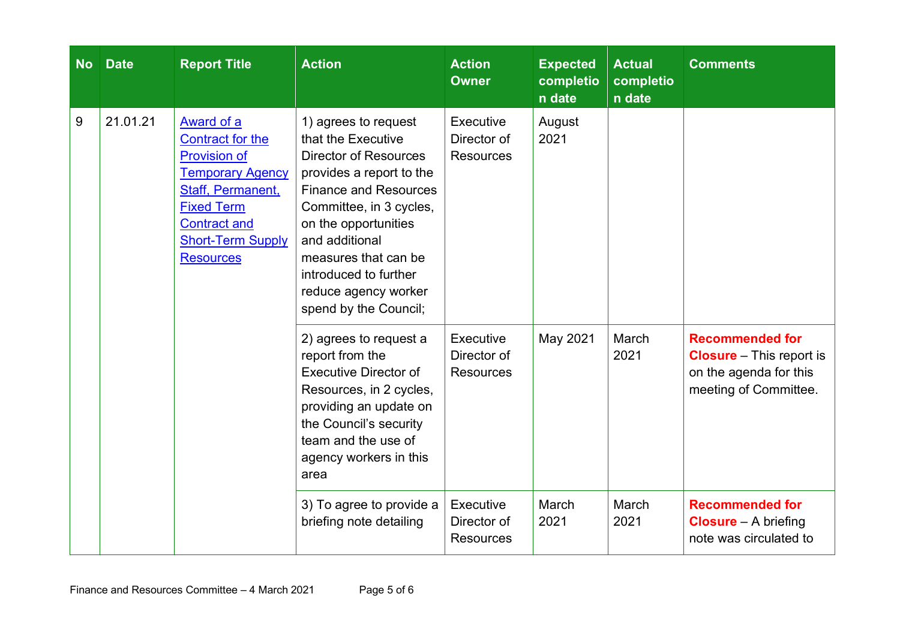| No | Date | Report Title | Action | Action Owner | Expected completion date | Actual completion date | Comments |
|---|---|---|---|---|---|---|---|
| 9 | 21.01.21 | Award of a Contract for the Provision of Temporary Agency Staff, Permanent, Fixed Term Contract and Short-Term Supply Resources | 1) agrees to request that the Executive Director of Resources provides a report to the Finance and Resources Committee, in 3 cycles, on the opportunities and additional measures that can be introduced to further reduce agency worker spend by the Council; | Executive Director of Resources | August 2021 | | |
| | | | 2) agrees to request a report from the Executive Director of Resources, in 2 cycles, providing an update on the Council's security team and the use of agency workers in this area | Executive Director of Resources | May 2021 | March 2021 | **Recommended for Closure** – This report is on the agenda for this meeting of Committee. |
| | | | 3) To agree to provide a briefing note detailing | Executive Director of Resources | March 2021 | March 2021 | **Recommended for Closure** – A briefing note was circulated to |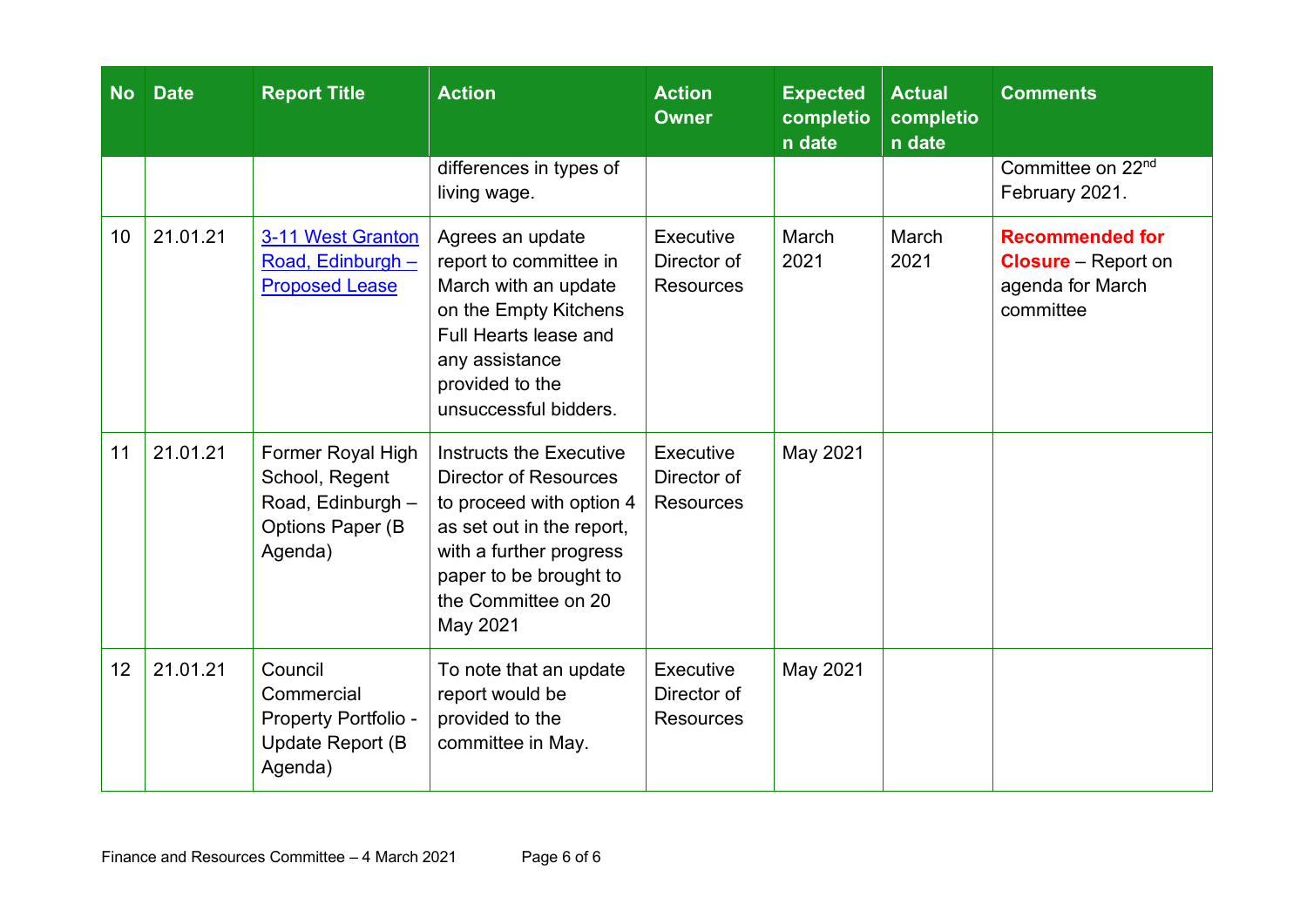| No | Date | Report Title | Action | Action Owner | Expected completion date | Actual completion date | Comments |
|---|---|---|---|---|---|---|---|
| | | | differences in types of living wage. | | | | Committee on 22nd February 2021. |
| 10 | 21.01.21 | [3-11 West Granton Road, Edinburgh – Proposed Lease]() | Agrees an update report to committee in March with an update on the Empty Kitchens Full Hearts lease and any assistance provided to the unsuccessful bidders. | Executive Director of Resources | March 2021 | March 2021 | **Recommended for Closure** – Report on agenda for March committee |
| 11 | 21.01.21 | Former Royal High School, Regent Road, Edinburgh – Options Paper (B Agenda) | Instructs the Executive Director of Resources to proceed with option 4 as set out in the report, with a further progress paper to be brought to the Committee on 20 May 2021 | Executive Director of Resources | May 2021 | | |
| 12 | 21.01.21 | Council Commercial Property Portfolio - Update Report (B Agenda) | To note that an update report would be provided to the committee in May. | Executive Director of Resources | May 2021 | | |